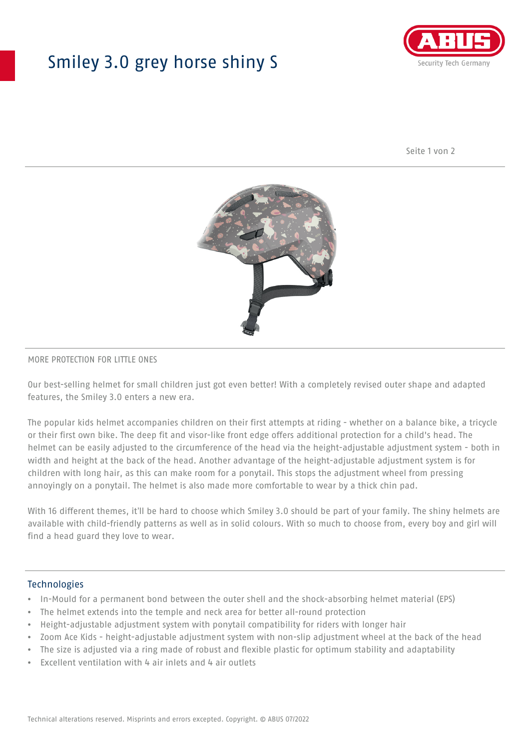# Smiley 3.0 grey horse shiny S

MORE PROTECTION FOR LITTLE ONES

Our best-selling helmet for small children just got even better! With a completely revised outer shape and adapted features, the Smiley 3.0 enters a new era.

The popular kids helmet accompanies children on their first attempts at riding - whether on a balance bike, a tricycle or their first own bike. The deep fit and visor-like front edge offers additional protection for a child's head. The helmet can be easily adjusted to the circumference of the head via the height-adjustable adjustment system - both in width and height at the back of the head. Another advantage of the height-adjustable adjustment system is for children with long hair, as this can make room for a ponytail. This stops the adjustment wheel from pressing annoyingly on a ponytail. The helmet is also made more comfortable to wear by a thick chin pad.

With 16 different themes, it'll be hard to choose which Smiley 3.0 should be part of your family. The shiny helmets are available with child-friendly patterns as well as in solid colours. With so much to choose from, every boy and girl will find a head guard they love to wear.

## Technologies

- In-Mould for a permanent bond between the outer shell and the shock-absorbing helmet material (EPS)
- The helmet extends into the temple and neck area for better all-round protection
- Height-adjustable adjustment system with ponytail compatibility for riders with longer hair
- Zoom Ace Kids - height-adjustable adjustment system with non-slip adjustment wheel at the back of the head
- The size is adjusted via a ring made of robust and flexible plastic for optimum stability and adaptability
- Excellent ventilation with 4 air inlets and 4 air outlets

Technical alterations reserved. Misprints and errors excepted. Copyright. © ABUS 07/2022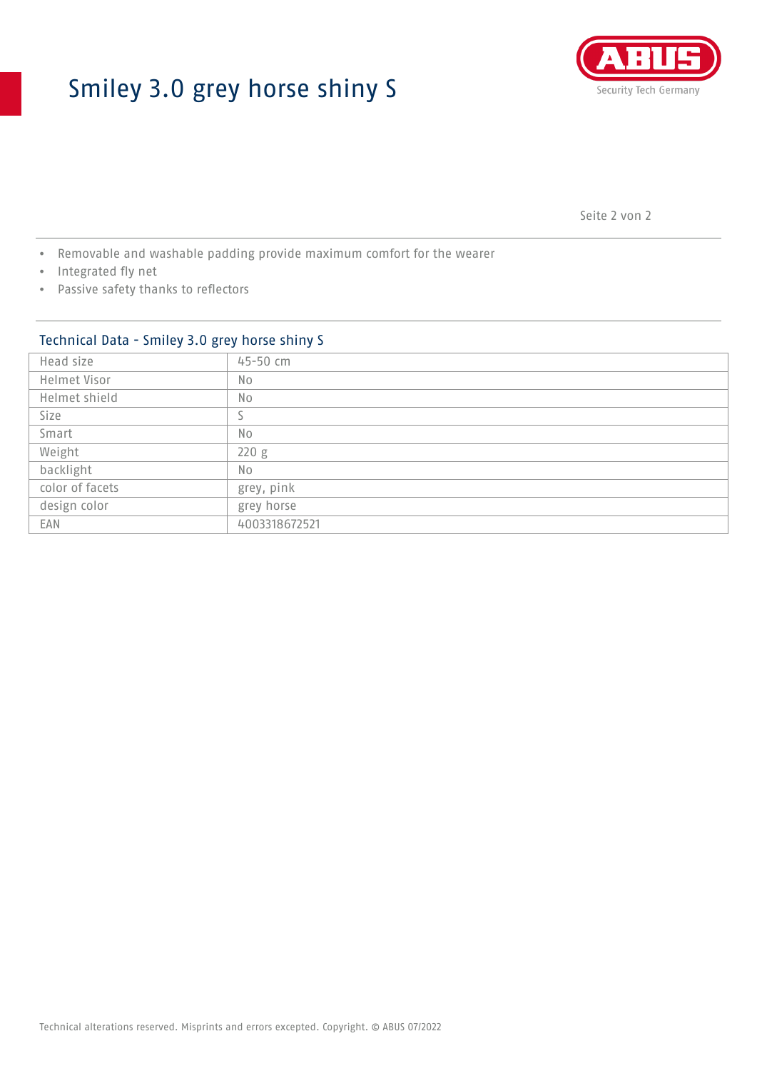# Smiley 3.0 grey horse shiny S

- Removable and washable padding provide maximum comfort for the wearer
- Integrated fly net
- Passive safety thanks to reflectors

## Technical Data - Smiley 3.0 grey horse shiny S

| | |
|---|---|
| Head size | 45-50 cm |
| Helmet Visor | No |
| Helmet shield | No |
| Size | S |
| Smart | No |
| Weight | 220 g |
| backlight | No |
| color of facets | grey, pink |
| design color | grey horse |
| EAN | 4003318672521 |

Technical alterations reserved. Misprints and errors excepted. Copyright. © ABUS 07/2022